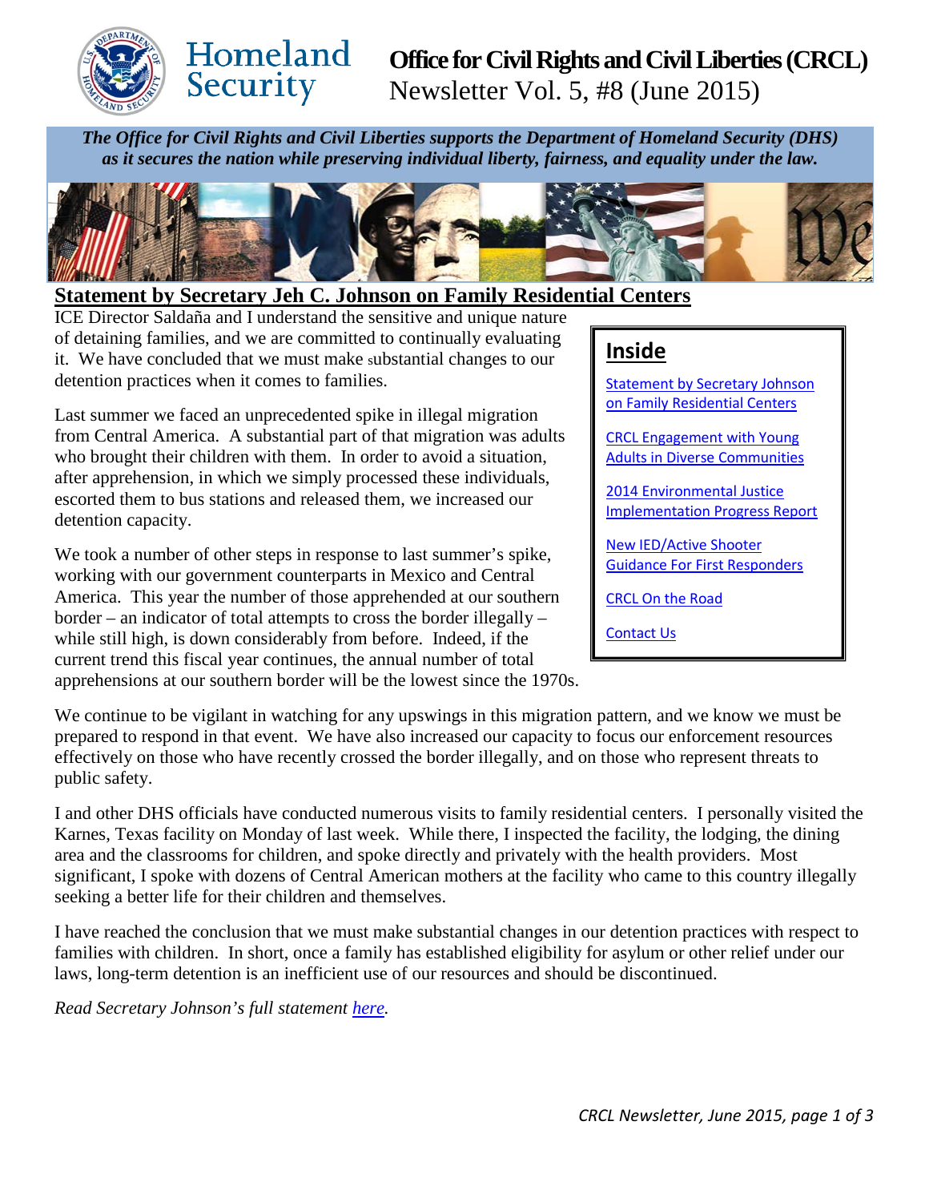# Office for Civil Rights and Civil Liberties (CRCL)
Newsletter Vol. 5, #8 (June 2015)

***The Office for Civil Rights and Civil Liberties supports the Department of Homeland Security (DHS) as it secures the nation while preserving individual liberty, fairness, and equality under the law.***

## Statement by Secretary Jeh C. Johnson on Family Residential Centers

ICE Director Saldaña and I understand the sensitive and unique nature of detaining families, and we are committed to continually evaluating it. We have concluded that we must make substantial changes to our detention practices when it comes to families.

Last summer we faced an unprecedented spike in illegal migration from Central America. A substantial part of that migration was adults who brought their children with them. In order to avoid a situation, after apprehension, in which we simply processed these individuals, escorted them to bus stations and released them, we increased our detention capacity.

We took a number of other steps in response to last summer's spike, working with our government counterparts in Mexico and Central America. This year the number of those apprehended at our southern border – an indicator of total attempts to cross the border illegally – while still high, is down considerably from before. Indeed, if the current trend this fiscal year continues, the annual number of total apprehensions at our southern border will be the lowest since the 1970s.

We continue to be vigilant in watching for any upswings in this migration pattern, and we know we must be prepared to respond in that event. We have also increased our capacity to focus our enforcement resources effectively on those who have recently crossed the border illegally, and on those who represent threats to public safety.

I and other DHS officials have conducted numerous visits to family residential centers. I personally visited the Karnes, Texas facility on Monday of last week. While there, I inspected the facility, the lodging, the dining area and the classrooms for children, and spoke directly and privately with the health providers. Most significant, I spoke with dozens of Central American mothers at the facility who came to this country illegally seeking a better life for their children and themselves.

I have reached the conclusion that we must make substantial changes in our detention practices with respect to families with children. In short, once a family has established eligibility for asylum or other relief under our laws, long-term detention is an inefficient use of our resources and should be discontinued.

*Read Secretary Johnson's full statement here.*

## Inside

- Statement by Secretary Johnson on Family Residential Centers
- CRCL Engagement with Young Adults in Diverse Communities
- 2014 Environmental Justice Implementation Progress Report
- New IED/Active Shooter Guidance For First Responders
- CRCL On the Road
- Contact Us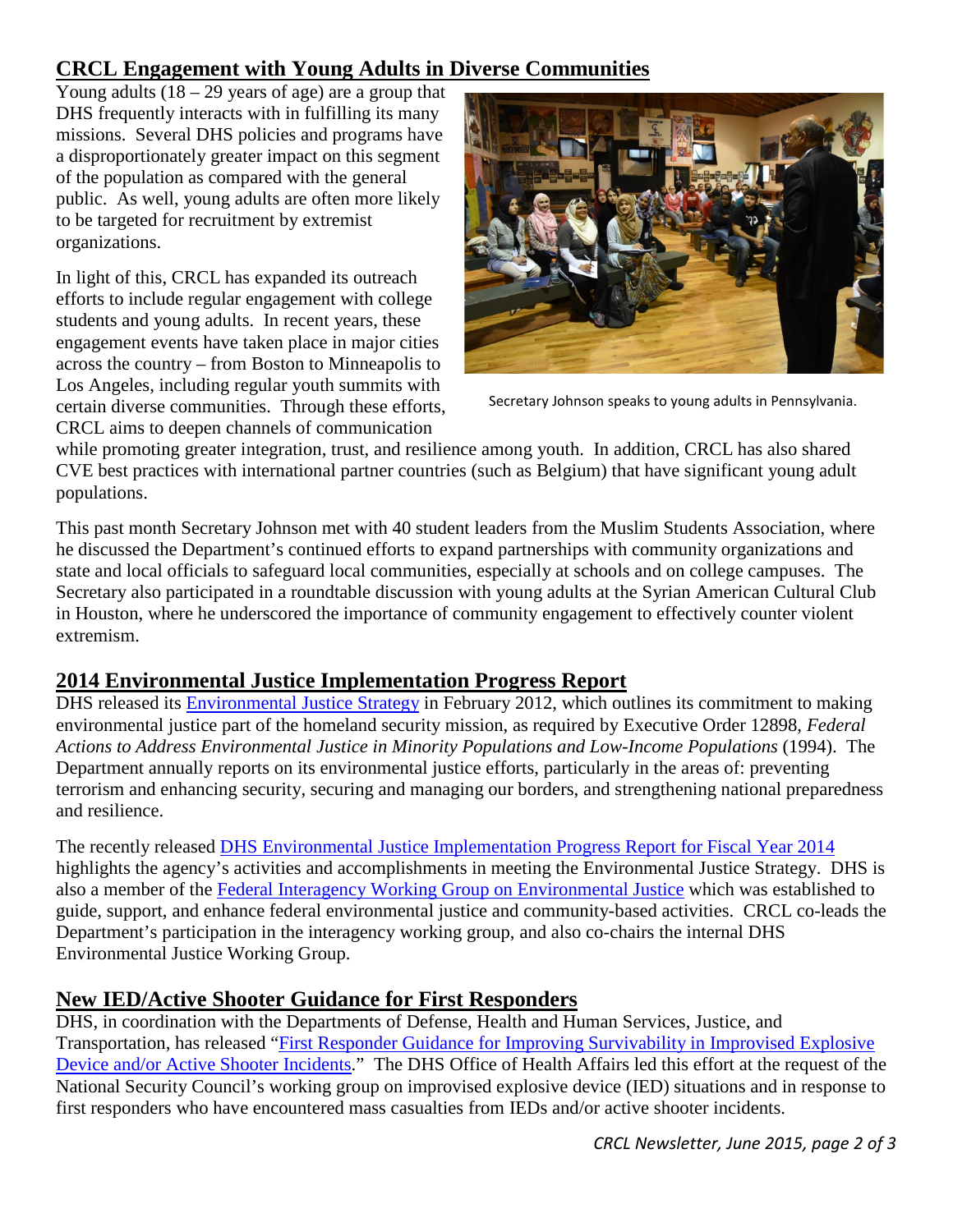## CRCL Engagement with Young Adults in Diverse Communities

Young adults (18 – 29 years of age) are a group that DHS frequently interacts with in fulfilling its many missions. Several DHS policies and programs have a disproportionately greater impact on this segment of the population as compared with the general public. As well, young adults are often more likely to be targeted for recruitment by extremist organizations.

In light of this, CRCL has expanded its outreach efforts to include regular engagement with college students and young adults. In recent years, these engagement events have taken place in major cities across the country – from Boston to Minneapolis to Los Angeles, including regular youth summits with certain diverse communities. Through these efforts, CRCL aims to deepen channels of communication while promoting greater integration, trust, and resilience among youth. In addition, CRCL has also shared CVE best practices with international partner countries (such as Belgium) that have significant young adult populations.

Secretary Johnson speaks to young adults in Pennsylvania.

This past month Secretary Johnson met with 40 student leaders from the Muslim Students Association, where he discussed the Department's continued efforts to expand partnerships with community organizations and state and local officials to safeguard local communities, especially at schools and on college campuses. The Secretary also participated in a roundtable discussion with young adults at the Syrian American Cultural Club in Houston, where he underscored the importance of community engagement to effectively counter violent extremism.

## 2014 Environmental Justice Implementation Progress Report

DHS released its Environmental Justice Strategy in February 2012, which outlines its commitment to making environmental justice part of the homeland security mission, as required by Executive Order 12898, *Federal Actions to Address Environmental Justice in Minority Populations and Low-Income Populations* (1994). The Department annually reports on its environmental justice efforts, particularly in the areas of: preventing terrorism and enhancing security, securing and managing our borders, and strengthening national preparedness and resilience.

The recently released DHS Environmental Justice Implementation Progress Report for Fiscal Year 2014 highlights the agency's activities and accomplishments in meeting the Environmental Justice Strategy. DHS is also a member of the Federal Interagency Working Group on Environmental Justice which was established to guide, support, and enhance federal environmental justice and community-based activities. CRCL co-leads the Department's participation in the interagency working group, and also co-chairs the internal DHS Environmental Justice Working Group.

## New IED/Active Shooter Guidance for First Responders

DHS, in coordination with the Departments of Defense, Health and Human Services, Justice, and Transportation, has released "First Responder Guidance for Improving Survivability in Improvised Explosive Device and/or Active Shooter Incidents." The DHS Office of Health Affairs led this effort at the request of the National Security Council's working group on improvised explosive device (IED) situations and in response to first responders who have encountered mass casualties from IEDs and/or active shooter incidents.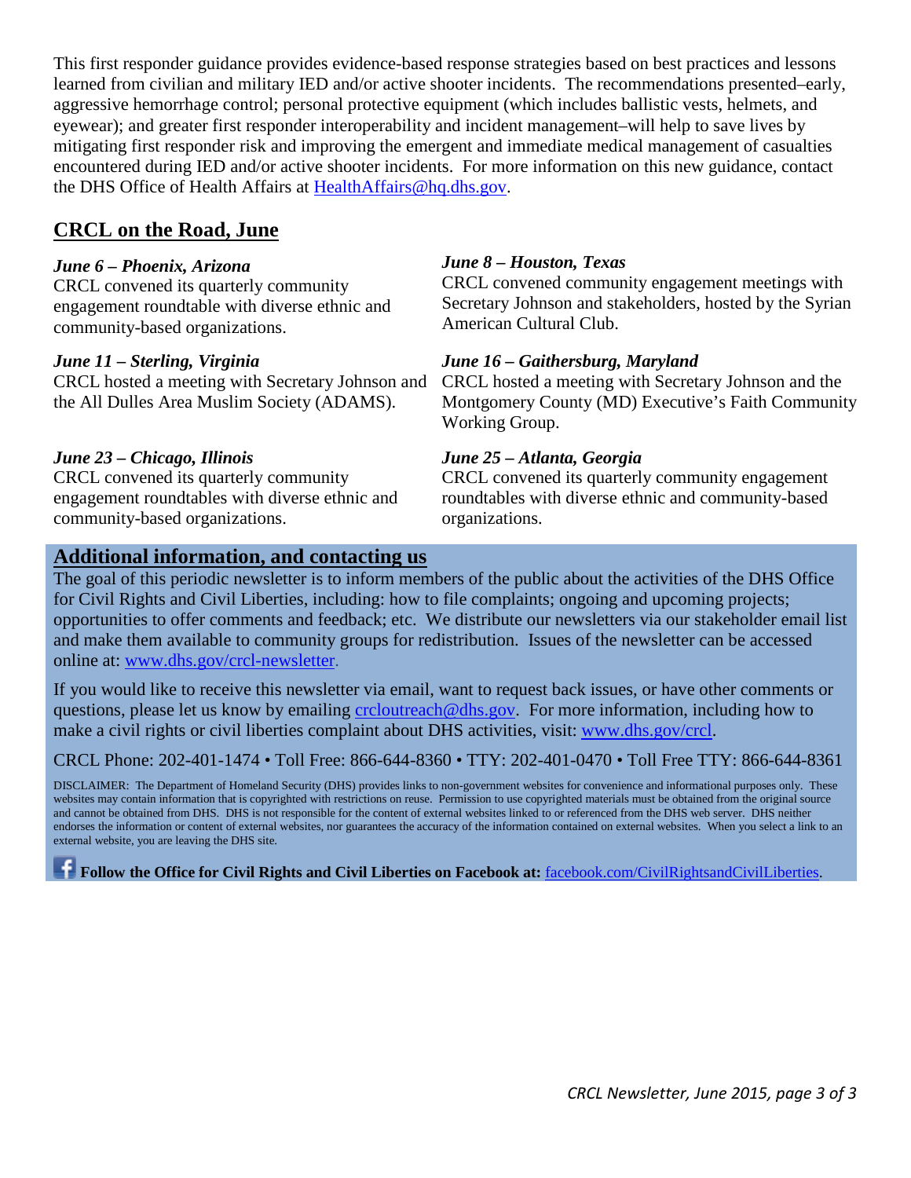This first responder guidance provides evidence-based response strategies based on best practices and lessons learned from civilian and military IED and/or active shooter incidents. The recommendations presented–early, aggressive hemorrhage control; personal protective equipment (which includes ballistic vests, helmets, and eyewear); and greater first responder interoperability and incident management–will help to save lives by mitigating first responder risk and improving the emergent and immediate medical management of casualties encountered during IED and/or active shooter incidents. For more information on this new guidance, contact the DHS Office of Health Affairs at HealthAffairs@hq.dhs.gov.

## CRCL on the Road, June

***June 6 – Phoenix, Arizona***
CRCL convened its quarterly community engagement roundtable with diverse ethnic and community-based organizations.

***June 8 – Houston, Texas***
CRCL convened community engagement meetings with Secretary Johnson and stakeholders, hosted by the Syrian American Cultural Club.

***June 11 – Sterling, Virginia***
CRCL hosted a meeting with Secretary Johnson and the All Dulles Area Muslim Society (ADAMS).

***June 16 – Gaithersburg, Maryland***
CRCL hosted a meeting with Secretary Johnson and the Montgomery County (MD) Executive's Faith Community Working Group.

***June 23 – Chicago, Illinois***
CRCL convened its quarterly community engagement roundtables with diverse ethnic and community-based organizations.

***June 25 – Atlanta, Georgia***
CRCL convened its quarterly community engagement roundtables with diverse ethnic and community-based organizations.

## Additional information, and contacting us

The goal of this periodic newsletter is to inform members of the public about the activities of the DHS Office for Civil Rights and Civil Liberties, including: how to file complaints; ongoing and upcoming projects; opportunities to offer comments and feedback; etc. We distribute our newsletters via our stakeholder email list and make them available to community groups for redistribution. Issues of the newsletter can be accessed online at: www.dhs.gov/crcl-newsletter.

If you would like to receive this newsletter via email, want to request back issues, or have other comments or questions, please let us know by emailing crcloutreach@dhs.gov. For more information, including how to make a civil rights or civil liberties complaint about DHS activities, visit: www.dhs.gov/crcl.

CRCL Phone: 202-401-1474 • Toll Free: 866-644-8360 • TTY: 202-401-0470 • Toll Free TTY: 866-644-8361

DISCLAIMER: The Department of Homeland Security (DHS) provides links to non-government websites for convenience and informational purposes only. These websites may contain information that is copyrighted with restrictions on reuse. Permission to use copyrighted materials must be obtained from the original source and cannot be obtained from DHS. DHS is not responsible for the content of external websites linked to or referenced from the DHS web server. DHS neither endorses the information or content of external websites, nor guarantees the accuracy of the information contained on external websites. When you select a link to an external website, you are leaving the DHS site.

**Follow the Office for Civil Rights and Civil Liberties on Facebook at:** facebook.com/CivilRightsandCivilLiberties.